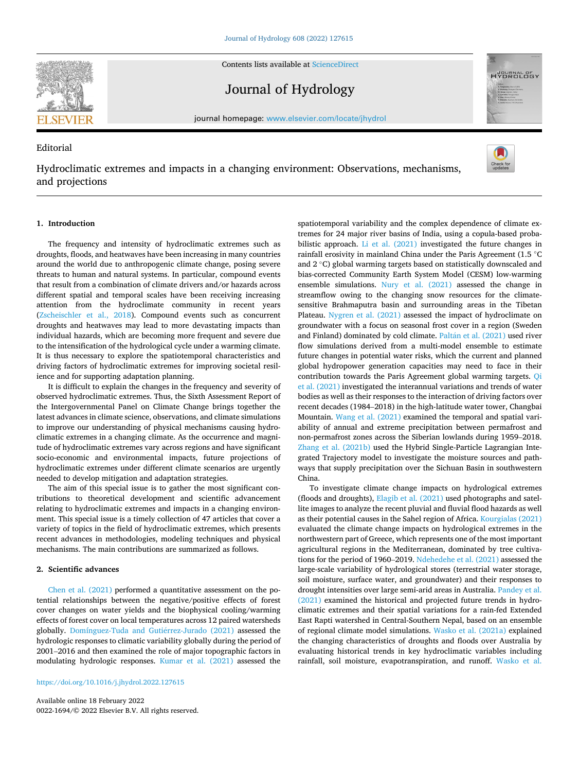Editorial

# Hydroclimatic extremes and impacts in a changing environment: Observations, mechanisms, and projections

## 1. Introduction

The frequency and intensity of hydroclimatic extremes such as droughts, floods, and heatwaves have been increasing in many countries around the world due to anthropogenic climate change, posing severe threats to human and natural systems. In particular, compound events that result from a combination of climate drivers and/or hazards across different spatial and temporal scales have been receiving increasing attention from the hydroclimate community in recent years (Zscheischler et al., 2018). Compound events such as concurrent droughts and heatwaves may lead to more devastating impacts than individual hazards, which are becoming more frequent and severe due to the intensification of the hydrological cycle under a warming climate. It is thus necessary to explore the spatiotemporal characteristics and driving factors of hydroclimatic extremes for improving societal resilience and for supporting adaptation planning.

It is difficult to explain the changes in the frequency and severity of observed hydroclimatic extremes. Thus, the Sixth Assessment Report of the Intergovernmental Panel on Climate Change brings together the latest advances in climate science, observations, and climate simulations to improve our understanding of physical mechanisms causing hydroclimatic extremes in a changing climate. As the occurrence and magnitude of hydroclimatic extremes vary across regions and have significant socio-economic and environmental impacts, future projections of hydroclimatic extremes under different climate scenarios are urgently needed to develop mitigation and adaptation strategies.

The aim of this special issue is to gather the most significant contributions to theoretical development and scientific advancement relating to hydroclimatic extremes and impacts in a changing environment. This special issue is a timely collection of 47 articles that cover a variety of topics in the field of hydroclimatic extremes, which presents recent advances in methodologies, modeling techniques and physical mechanisms. The main contributions are summarized as follows.

## 2. Scientific advances

Chen et al. (2021) performed a quantitative assessment on the potential relationships between the negative/positive effects of forest cover changes on water yields and the biophysical cooling/warming effects of forest cover on local temperatures across 12 paired watersheds globally. Domínguez-Tuda and Gutiérrez-Jurado (2021) assessed the hydrologic responses to climatic variability globally during the period of 2001–2016 and then examined the role of major topographic factors in modulating hydrologic responses. Kumar et al. (2021) assessed the spatiotemporal variability and the complex dependence of climate extremes for 24 major river basins of India, using a copula-based probabilistic approach. Li et al. (2021) investigated the future changes in rainfall erosivity in mainland China under the Paris Agreement (1.5 °C and 2 °C) global warming targets based on statistically downscaled and bias-corrected Community Earth System Model (CESM) low-warming ensemble simulations. Nury et al. (2021) assessed the change in streamflow owing to the changing snow resources for the climate-sensitive Brahmaputra basin and surrounding areas in the Tibetan Plateau. Nygren et al. (2021) assessed the impact of hydroclimate on groundwater with a focus on seasonal frost cover in a region (Sweden and Finland) dominated by cold climate. Paltán et al. (2021) used river flow simulations derived from a multi-model ensemble to estimate future changes in potential water risks, which the current and planned global hydropower generation capacities may need to face in their contribution towards the Paris Agreement global warming targets. Qi et al. (2021) investigated the interannual variations and trends of water bodies as well as their responses to the interaction of driving factors over recent decades (1984–2018) in the high-latitude water tower, Changbai Mountain. Wang et al. (2021) examined the temporal and spatial variability of annual and extreme precipitation between permafrost and non-permafrost zones across the Siberian lowlands during 1959–2018. Zhang et al. (2021b) used the Hybrid Single-Particle Lagrangian Integrated Trajectory model to investigate the moisture sources and pathways that supply precipitation over the Sichuan Basin in southwestern China.

To investigate climate change impacts on hydrological extremes (floods and droughts), Elagib et al. (2021) used photographs and satellite images to analyze the recent pluvial and fluvial flood hazards as well as their potential causes in the Sahel region of Africa. Kourgialas (2021) evaluated the climate change impacts on hydrological extremes in the northwestern part of Greece, which represents one of the most important agricultural regions in the Mediterranean, dominated by tree cultivations for the period of 1960–2019. Ndehedehe et al. (2021) assessed the large-scale variability of hydrological stores (terrestrial water storage, soil moisture, surface water, and groundwater) and their responses to drought intensities over large semi-arid areas in Australia. Pandey et al. (2021) examined the historical and projected future trends in hydroclimatic extremes and their spatial variations for a rain-fed Extended East Rapti watershed in Central-Southern Nepal, based on an ensemble of regional climate model simulations. Wasko et al. (2021a) explained the changing characteristics of droughts and floods over Australia by evaluating historical trends in key hydroclimatic variables including rainfall, soil moisture, evapotranspiration, and runoff. Wasko et al.

https://doi.org/10.1016/j.jhydrol.2022.127615

Available online 18 February 2022
0022-1694/© 2022 Elsevier B.V. All rights reserved.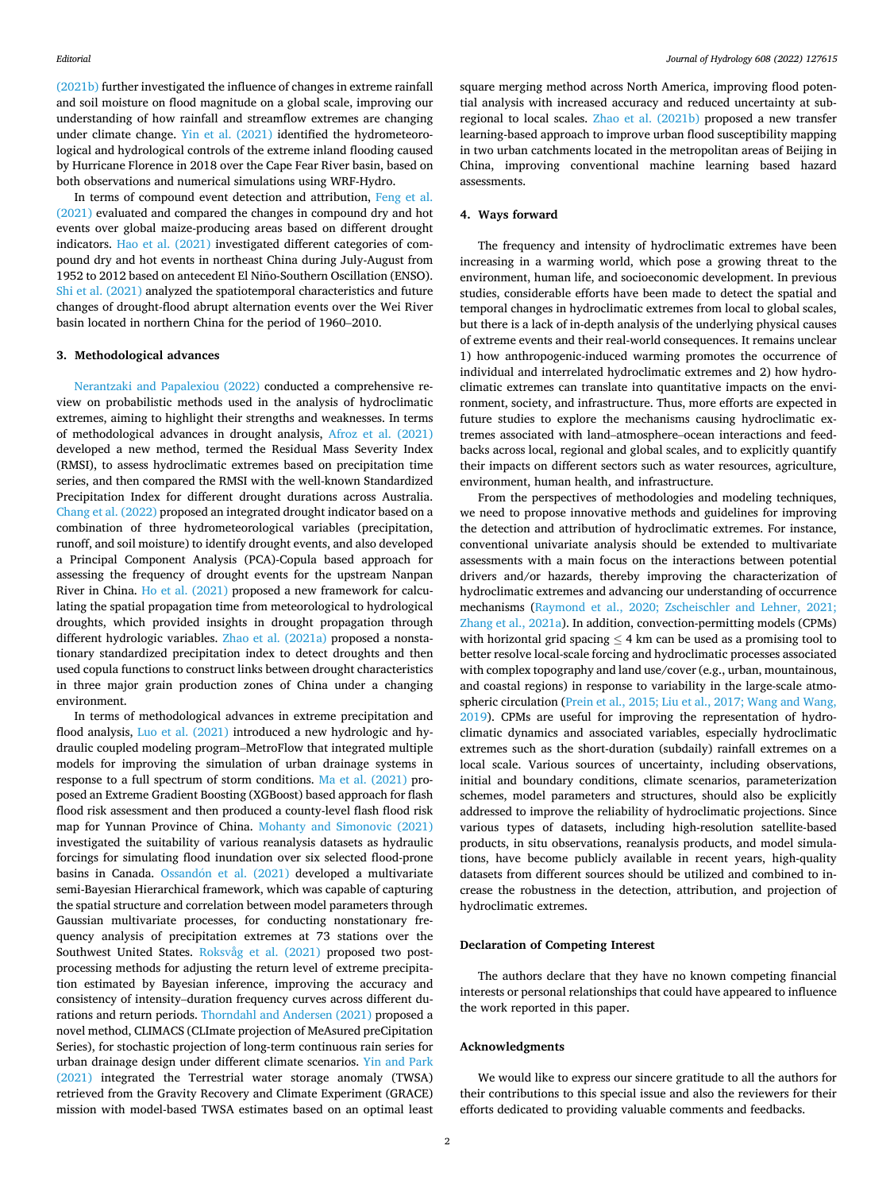(2021b) further investigated the influence of changes in extreme rainfall and soil moisture on flood magnitude on a global scale, improving our understanding of how rainfall and streamflow extremes are changing under climate change. Yin et al. (2021) identified the hydrometeorological and hydrological controls of the extreme inland flooding caused by Hurricane Florence in 2018 over the Cape Fear River basin, based on both observations and numerical simulations using WRF-Hydro.

In terms of compound event detection and attribution, Feng et al. (2021) evaluated and compared the changes in compound dry and hot events over global maize-producing areas based on different drought indicators. Hao et al. (2021) investigated different categories of compound dry and hot events in northeast China during July-August from 1952 to 2012 based on antecedent El Niño-Southern Oscillation (ENSO). Shi et al. (2021) analyzed the spatiotemporal characteristics and future changes of drought-flood abrupt alternation events over the Wei River basin located in northern China for the period of 1960–2010.

## 3. Methodological advances

Nerantzaki and Papalexiou (2022) conducted a comprehensive review on probabilistic methods used in the analysis of hydroclimatic extremes, aiming to highlight their strengths and weaknesses. In terms of methodological advances in drought analysis, Afroz et al. (2021) developed a new method, termed the Residual Mass Severity Index (RMSI), to assess hydroclimatic extremes based on precipitation time series, and then compared the RMSI with the well-known Standardized Precipitation Index for different drought durations across Australia. Chang et al. (2022) proposed an integrated drought indicator based on a combination of three hydrometeorological variables (precipitation, runoff, and soil moisture) to identify drought events, and also developed a Principal Component Analysis (PCA)-Copula based approach for assessing the frequency of drought events for the upstream Nanpan River in China. Ho et al. (2021) proposed a new framework for calculating the spatial propagation time from meteorological to hydrological droughts, which provided insights in drought propagation through different hydrologic variables. Zhao et al. (2021a) proposed a nonstationary standardized precipitation index to detect droughts and then used copula functions to construct links between drought characteristics in three major grain production zones of China under a changing environment.

In terms of methodological advances in extreme precipitation and flood analysis, Luo et al. (2021) introduced a new hydrologic and hydraulic coupled modeling program–MetroFlow that integrated multiple models for improving the simulation of urban drainage systems in response to a full spectrum of storm conditions. Ma et al. (2021) proposed an Extreme Gradient Boosting (XGBoost) based approach for flash flood risk assessment and then produced a county-level flash flood risk map for Yunnan Province of China. Mohanty and Simonovic (2021) investigated the suitability of various reanalysis datasets as hydraulic forcings for simulating flood inundation over six selected flood-prone basins in Canada. Ossandón et al. (2021) developed a multivariate semi-Bayesian Hierarchical framework, which was capable of capturing the spatial structure and correlation between model parameters through Gaussian multivariate processes, for conducting nonstationary frequency analysis of precipitation extremes at 73 stations over the Southwest United States. Roksvåg et al. (2021) proposed two post-processing methods for adjusting the return level of extreme precipitation estimated by Bayesian inference, improving the accuracy and consistency of intensity–duration frequency curves across different durations and return periods. Thorndahl and Andersen (2021) proposed a novel method, CLIMACS (CLImate projection of MeAsured preCipitation Series), for stochastic projection of long-term continuous rain series for urban drainage design under different climate scenarios. Yin and Park (2021) integrated the Terrestrial water storage anomaly (TWSA) retrieved from the Gravity Recovery and Climate Experiment (GRACE) mission with model-based TWSA estimates based on an optimal least square merging method across North America, improving flood potential analysis with increased accuracy and reduced uncertainty at sub-regional to local scales. Zhao et al. (2021b) proposed a new transfer learning-based approach to improve urban flood susceptibility mapping in two urban catchments located in the metropolitan areas of Beijing in China, improving conventional machine learning based hazard assessments.

## 4. Ways forward

The frequency and intensity of hydroclimatic extremes have been increasing in a warming world, which pose a growing threat to the environment, human life, and socioeconomic development. In previous studies, considerable efforts have been made to detect the spatial and temporal changes in hydroclimatic extremes from local to global scales, but there is a lack of in-depth analysis of the underlying physical causes of extreme events and their real-world consequences. It remains unclear 1) how anthropogenic-induced warming promotes the occurrence of individual and interrelated hydroclimatic extremes and 2) how hydroclimatic extremes can translate into quantitative impacts on the environment, society, and infrastructure. Thus, more efforts are expected in future studies to explore the mechanisms causing hydroclimatic extremes associated with land–atmosphere–ocean interactions and feedbacks across local, regional and global scales, and to explicitly quantify their impacts on different sectors such as water resources, agriculture, environment, human health, and infrastructure.

From the perspectives of methodologies and modeling techniques, we need to propose innovative methods and guidelines for improving the detection and attribution of hydroclimatic extremes. For instance, conventional univariate analysis should be extended to multivariate assessments with a main focus on the interactions between potential drivers and/or hazards, thereby improving the characterization of hydroclimatic extremes and advancing our understanding of occurrence mechanisms (Raymond et al., 2020; Zscheischler and Lehner, 2021; Zhang et al., 2021a). In addition, convection-permitting models (CPMs) with horizontal grid spacing $\leq$ 4 km can be used as a promising tool to better resolve local-scale forcing and hydroclimatic processes associated with complex topography and land use/cover (e.g., urban, mountainous, and coastal regions) in response to variability in the large-scale atmospheric circulation (Prein et al., 2015; Liu et al., 2017; Wang and Wang, 2019). CPMs are useful for improving the representation of hydroclimatic dynamics and associated variables, especially hydroclimatic extremes such as the short-duration (subdaily) rainfall extremes on a local scale. Various sources of uncertainty, including observations, initial and boundary conditions, climate scenarios, parameterization schemes, model parameters and structures, should also be explicitly addressed to improve the reliability of hydroclimatic projections. Since various types of datasets, including high-resolution satellite-based products, in situ observations, reanalysis products, and model simulations, have become publicly available in recent years, high-quality datasets from different sources should be utilized and combined to increase the robustness in the detection, attribution, and projection of hydroclimatic extremes.

## Declaration of Competing Interest

The authors declare that they have no known competing financial interests or personal relationships that could have appeared to influence the work reported in this paper.

## Acknowledgments

We would like to express our sincere gratitude to all the authors for their contributions to this special issue and also the reviewers for their efforts dedicated to providing valuable comments and feedbacks.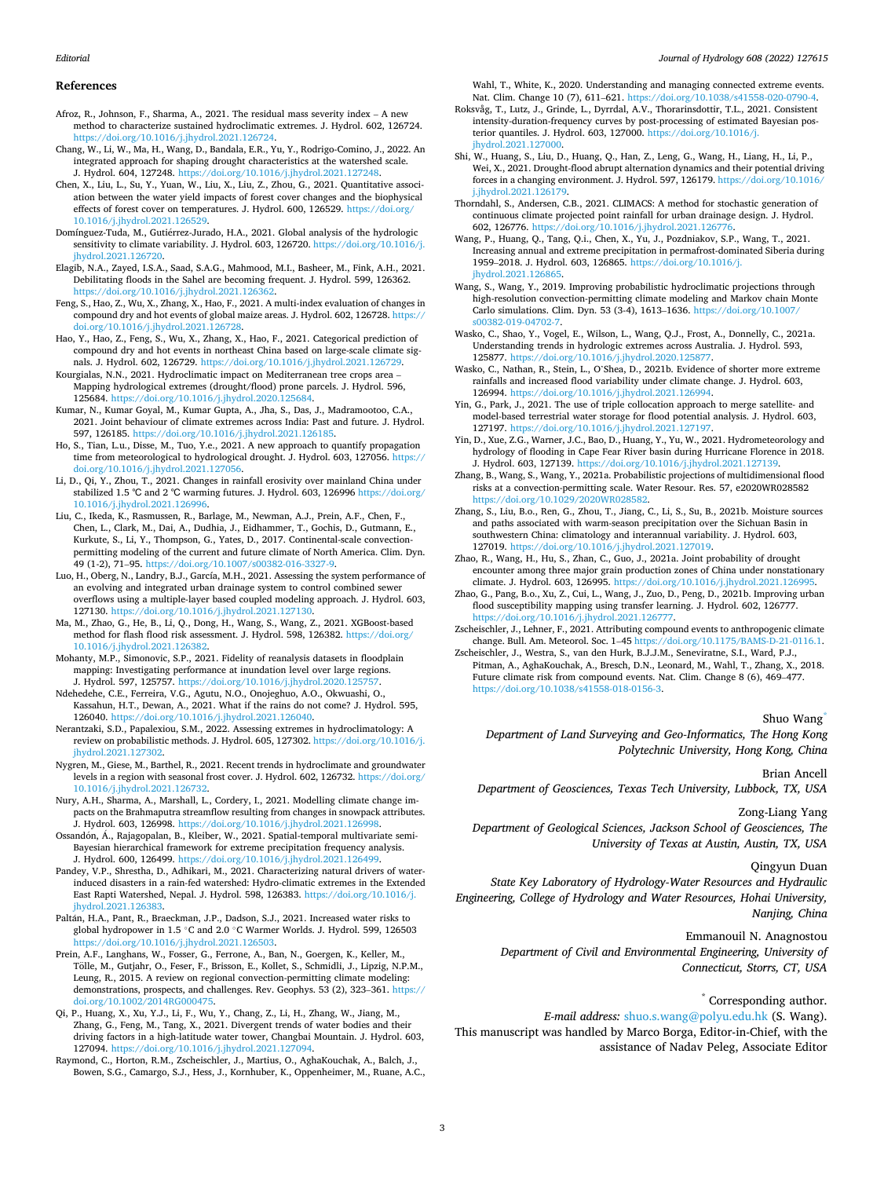## References

Afroz, R., Johnson, F., Sharma, A., 2021. The residual mass severity index – A new method to characterize sustained hydroclimatic extremes. J. Hydrol. 602, 126724. https://doi.org/10.1016/j.jhydrol.2021.126724.

Chang, W., Li, W., Ma, H., Wang, D., Bandala, E.R., Yu, Y., Rodrigo-Comino, J., 2022. An integrated approach for shaping drought characteristics at the watershed scale. J. Hydrol. 604, 127248. https://doi.org/10.1016/j.jhydrol.2021.127248.

Chen, X., Liu, L., Su, Y., Yuan, W., Liu, X., Liu, Z., Zhou, G., 2021. Quantitative association between the water yield impacts of forest cover changes and the biophysical effects of forest cover on temperatures. J. Hydrol. 600, 126529. https://doi.org/10.1016/j.jhydrol.2021.126529.

Domínguez-Tuda, M., Gutiérrez-Jurado, H.A., 2021. Global analysis of the hydrologic sensitivity to climate variability. J. Hydrol. 603, 126720. https://doi.org/10.1016/j.jhydrol.2021.126720.

Elagib, N.A., Zayed, I.S.A., Saad, S.A.G., Mahmood, M.I., Basheer, M., Fink, A.H., 2021. Debilitating floods in the Sahel are becoming frequent. J. Hydrol. 599, 126362. https://doi.org/10.1016/j.jhydrol.2021.126362.

Feng, S., Hao, Z., Wu, X., Zhang, X., Hao, F., 2021. A multi-index evaluation of changes in compound dry and hot events of global maize areas. J. Hydrol. 602, 126728. https://doi.org/10.1016/j.jhydrol.2021.126728.

Hao, Y., Hao, Z., Feng, S., Wu, X., Zhang, X., Hao, F., 2021. Categorical prediction of compound dry and hot events in northeast China based on large-scale climate signals. J. Hydrol. 602, 126729. https://doi.org/10.1016/j.jhydrol.2021.126729.

Kourgialas, N.N., 2021. Hydroclimatic impact on Mediterranean tree crops area – Mapping hydrological extremes (drought/flood) prone parcels. J. Hydrol. 596, 125684. https://doi.org/10.1016/j.jhydrol.2020.125684.

Kumar, N., Kumar Goyal, M., Kumar Gupta, A., Jha, S., Das, J., Madramootoo, C.A., 2021. Joint behaviour of climate extremes across India: Past and future. J. Hydrol. 597, 126185. https://doi.org/10.1016/j.jhydrol.2021.126185.

Ho, S., Tian, L.u., Disse, M., Tuo, Y.e., 2021. A new approach to quantify propagation time from meteorological to hydrological drought. J. Hydrol. 603, 127056. https://doi.org/10.1016/j.jhydrol.2021.127056.

Li, D., Qi, Y., Zhou, T., 2021. Changes in rainfall erosivity over mainland China under stabilized 1.5 ℃ and 2 ℃ warming futures. J. Hydrol. 603, 126996 https://doi.org/10.1016/j.jhydrol.2021.126996.

Liu, C., Ikeda, K., Rasmussen, R., Barlage, M., Newman, A.J., Prein, A.F., Chen, F., Chen, L., Clark, M., Dai, A., Dudhia, J., Eidhammer, T., Gochis, D., Gutmann, E., Kurkute, S., Li, Y., Thompson, G., Yates, D., 2017. Continental-scale convection-permitting modeling of the current and future climate of North America. Clim. Dyn. 49 (1-2), 71–95. https://doi.org/10.1007/s00382-016-3327-9.

Luo, H., Oberg, N., Landry, B.J., García, M.H., 2021. Assessing the system performance of an evolving and integrated urban drainage system to control combined sewer overflows using a multiple-layer based coupled modeling approach. J. Hydrol. 603, 127130. https://doi.org/10.1016/j.jhydrol.2021.127130.

Ma, M., Zhao, G., He, B., Li, Q., Dong, H., Wang, S., Wang, Z., 2021. XGBoost-based method for flash flood risk assessment. J. Hydrol. 598, 126382. https://doi.org/10.1016/j.jhydrol.2021.126382.

Mohanty, M.P., Simonovic, S.P., 2021. Fidelity of reanalysis datasets in floodplain mapping: Investigating performance at inundation level over large regions. J. Hydrol. 597, 125757. https://doi.org/10.1016/j.jhydrol.2020.125757.

Ndehedehe, C.E., Ferreira, V.G., Agutu, N.O., Onojeghuo, A.O., Okwuashi, O., Kassahun, H.T., Dewan, A., 2021. What if the rains do not come? J. Hydrol. 595, 126040. https://doi.org/10.1016/j.jhydrol.2021.126040.

Nerantzaki, S.D., Papalexiou, S.M., 2022. Assessing extremes in hydroclimatology: A review on probabilistic methods. J. Hydrol. 605, 127302. https://doi.org/10.1016/j.jhydrol.2021.127302.

Nygren, M., Giese, M., Barthel, R., 2021. Recent trends in hydroclimate and groundwater levels in a region with seasonal frost cover. J. Hydrol. 602, 126732. https://doi.org/10.1016/j.jhydrol.2021.126732.

Nury, A.H., Sharma, A., Marshall, L., Cordery, I., 2021. Modelling climate change impacts on the Brahmaputra streamflow resulting from changes in snowpack attributes. J. Hydrol. 603, 126998. https://doi.org/10.1016/j.jhydrol.2021.126998.

Ossandón, Á., Rajagopalan, B., Kleiber, W., 2021. Spatial-temporal multivariate semi-Bayesian hierarchical framework for extreme precipitation frequency analysis. J. Hydrol. 600, 126499. https://doi.org/10.1016/j.jhydrol.2021.126499.

Pandey, V.P., Shrestha, D., Adhikari, M., 2021. Characterizing natural drivers of water-induced disasters in a rain-fed watershed: Hydro-climatic extremes in the Extended East Rapti Watershed, Nepal. J. Hydrol. 598, 126383. https://doi.org/10.1016/j.jhydrol.2021.126383.

Paltán, H.A., Pant, R., Braeckman, J.P., Dadson, S.J., 2021. Increased water risks to global hydropower in 1.5 °C and 2.0 °C Warmer Worlds. J. Hydrol. 599, 126503 https://doi.org/10.1016/j.jhydrol.2021.126503.

Prein, A.F., Langhans, W., Fosser, G., Ferrone, A., Ban, N., Goergen, K., Keller, M., Tölle, M., Gutjahr, O., Feser, F., Brisson, E., Kollet, S., Schmidli, J., Lipzig, N.P.M., Leung, R., 2015. A review on regional convection-permitting climate modeling: demonstrations, prospects, and challenges. Rev. Geophys. 53 (2), 323–361. https://doi.org/10.1002/2014RG000475.

Qi, P., Huang, X., Xu, Y.J., Li, F., Wu, Y., Chang, Z., Li, H., Zhang, W., Jiang, M., Zhang, G., Feng, M., Tang, X., 2021. Divergent trends of water bodies and their driving factors in a high-latitude water tower, Changbai Mountain. J. Hydrol. 603, 127094. https://doi.org/10.1016/j.jhydrol.2021.127094.

Raymond, C., Horton, R.M., Zscheischler, J., Martius, O., AghaKouchak, A., Balch, J., Bowen, S.G., Camargo, S.J., Hess, J., Kornhuber, K., Oppenheimer, M., Ruane, A.C., Wahl, T., White, K., 2020. Understanding and managing connected extreme events. Nat. Clim. Change 10 (7), 611–621. https://doi.org/10.1038/s41558-020-0790-4.

Roksvåg, T., Lutz, J., Grinde, L., Dyrrdal, A.V., Thorarinsdottir, T.L., 2021. Consistent intensity-duration-frequency curves by post-processing of estimated Bayesian posterior quantiles. J. Hydrol. 603, 127000. https://doi.org/10.1016/j.jhydrol.2021.127000.

Shi, W., Huang, S., Liu, D., Huang, Q., Han, Z., Leng, G., Wang, H., Liang, H., Li, P., Wei, X., 2021. Drought-flood abrupt alternation dynamics and their potential driving forces in a changing environment. J. Hydrol. 597, 126179. https://doi.org/10.1016/j.jhydrol.2021.126179.

Thorndahl, S., Andersen, C.B., 2021. CLIMACS: A method for stochastic generation of continuous climate projected point rainfall for urban drainage design. J. Hydrol. 602, 126776. https://doi.org/10.1016/j.jhydrol.2021.126776.

Wang, P., Huang, Q., Tang, Q.i., Chen, X., Yu, J., Pozdniakov, S.P., Wang, T., 2021. Increasing annual and extreme precipitation in permafrost-dominated Siberia during 1959–2018. J. Hydrol. 603, 126865. https://doi.org/10.1016/j.jhydrol.2021.126865.

Wang, S., Wang, Y., 2019. Improving probabilistic hydroclimatic projections through high-resolution convection-permitting climate modeling and Markov chain Monte Carlo simulations. Clim. Dyn. 53 (3-4), 1613–1636. https://doi.org/10.1007/s00382-019-04702-7.

Wasko, C., Shao, Y., Vogel, E., Wilson, L., Wang, Q.J., Frost, A., Donnelly, C., 2021a. Understanding trends in hydrologic extremes across Australia. J. Hydrol. 593, 125877. https://doi.org/10.1016/j.jhydrol.2020.125877.

Wasko, C., Nathan, R., Stein, L., O'Shea, D., 2021b. Evidence of shorter more extreme rainfalls and increased flood variability under climate change. J. Hydrol. 603, 126994. https://doi.org/10.1016/j.jhydrol.2021.126994.

Yin, G., Park, J., 2021. The use of triple collocation approach to merge satellite- and model-based terrestrial water storage for flood potential analysis. J. Hydrol. 603, 127197. https://doi.org/10.1016/j.jhydrol.2021.127197.

Yin, D., Xue, Z.G., Warner, J.C., Bao, D., Huang, Y., Yu, W., 2021. Hydrometeorology and hydrology of flooding in Cape Fear River basin during Hurricane Florence in 2018. J. Hydrol. 603, 127139. https://doi.org/10.1016/j.jhydrol.2021.127139.

Zhang, B., Wang, S., Wang, Y., 2021a. Probabilistic projections of multidimensional flood risks at a convection-permitting scale. Water Resour. Res. 57, e2020WR028582 https://doi.org/10.1029/2020WR028582.

Zhang, S., Liu, B.o., Ren, G., Zhou, T., Jiang, C., Li, S., Su, B., 2021b. Moisture sources and paths associated with warm-season precipitation over the Sichuan Basin in southwestern China: climatology and interannual variability. J. Hydrol. 603, 127019. https://doi.org/10.1016/j.jhydrol.2021.127019.

Zhao, R., Wang, H., Hu, S., Zhan, C., Guo, J., 2021a. Joint probability of drought encounter among three major grain production zones of China under nonstationary climate. J. Hydrol. 603, 126995. https://doi.org/10.1016/j.jhydrol.2021.126995.

Zhao, G., Pang, B.o., Xu, Z., Cui, L., Wang, J., Zuo, D., Peng, D., 2021b. Improving urban flood susceptibility mapping using transfer learning. J. Hydrol. 602, 126777. https://doi.org/10.1016/j.jhydrol.2021.126777.

Zscheischler, J., Lehner, F., 2021. Attributing compound events to anthropogenic climate change. Bull. Am. Meteorol. Soc. 1–45 https://doi.org/10.1175/BAMS-D-21-0116.1.

Zscheischler, J., Westra, S., van den Hurk, B.J.J.M., Seneviratne, S.I., Ward, P.J., Pitman, A., AghaKouchak, A., Bresch, D.N., Leonard, M., Wahl, T., Zhang, X., 2018. Future climate risk from compound events. Nat. Clim. Change 8 (6), 469–477. https://doi.org/10.1038/s41558-018-0156-3.

Shuo Wang*
*Department of Land Surveying and Geo-Informatics, The Hong Kong Polytechnic University, Hong Kong, China*

Brian Ancell
*Department of Geosciences, Texas Tech University, Lubbock, TX, USA*

Zong-Liang Yang
*Department of Geological Sciences, Jackson School of Geosciences, The University of Texas at Austin, Austin, TX, USA*

Qingyun Duan
*State Key Laboratory of Hydrology-Water Resources and Hydraulic Engineering, College of Hydrology and Water Resources, Hohai University, Nanjing, China*

Emmanouil N. Anagnostou
*Department of Civil and Environmental Engineering, University of Connecticut, Storrs, CT, USA*

\* Corresponding author.
*E-mail address:* shuo.s.wang@polyu.edu.hk (S. Wang).

This manuscript was handled by Marco Borga, Editor-in-Chief, with the assistance of Nadav Peleg, Associate Editor